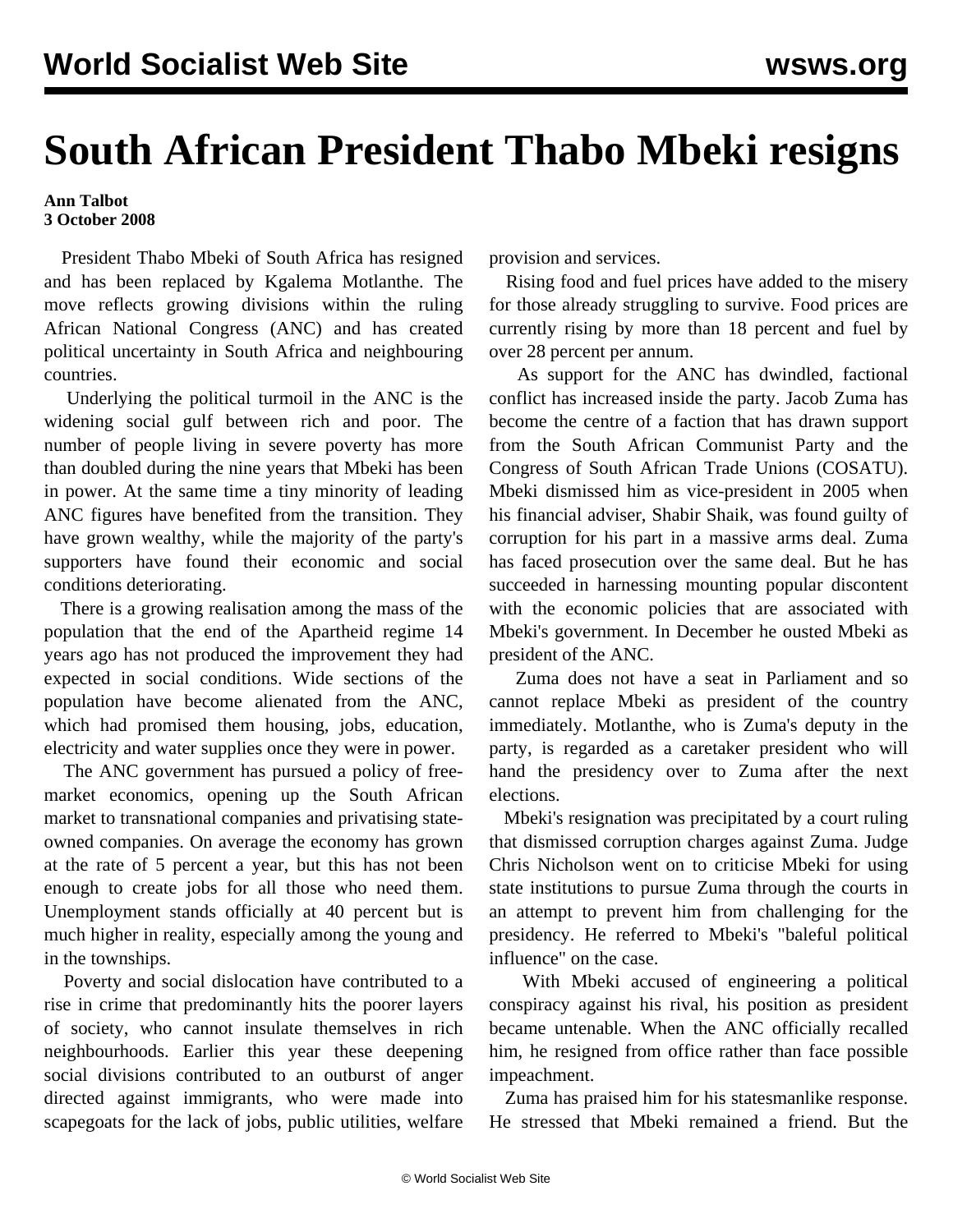# South African President Thabo Mbeki resigns

**Ann Talbot**
**3 October 2008**

President Thabo Mbeki of South Africa has resigned and has been replaced by Kgalema Motlanthe. The move reflects growing divisions within the ruling African National Congress (ANC) and has created political uncertainty in South Africa and neighbouring countries.

Underlying the political turmoil in the ANC is the widening social gulf between rich and poor. The number of people living in severe poverty has more than doubled during the nine years that Mbeki has been in power. At the same time a tiny minority of leading ANC figures have benefited from the transition. They have grown wealthy, while the majority of the party's supporters have found their economic and social conditions deteriorating.

There is a growing realisation among the mass of the population that the end of the Apartheid regime 14 years ago has not produced the improvement they had expected in social conditions. Wide sections of the population have become alienated from the ANC, which had promised them housing, jobs, education, electricity and water supplies once they were in power.

The ANC government has pursued a policy of free-market economics, opening up the South African market to transnational companies and privatising state-owned companies. On average the economy has grown at the rate of 5 percent a year, but this has not been enough to create jobs for all those who need them. Unemployment stands officially at 40 percent but is much higher in reality, especially among the young and in the townships.

Poverty and social dislocation have contributed to a rise in crime that predominantly hits the poorer layers of society, who cannot insulate themselves in rich neighbourhoods. Earlier this year these deepening social divisions contributed to an outburst of anger directed against immigrants, who were made into scapegoats for the lack of jobs, public utilities, welfare provision and services.

Rising food and fuel prices have added to the misery for those already struggling to survive. Food prices are currently rising by more than 18 percent and fuel by over 28 percent per annum.

As support for the ANC has dwindled, factional conflict has increased inside the party. Jacob Zuma has become the centre of a faction that has drawn support from the South African Communist Party and the Congress of South African Trade Unions (COSATU). Mbeki dismissed him as vice-president in 2005 when his financial adviser, Shabir Shaik, was found guilty of corruption for his part in a massive arms deal. Zuma has faced prosecution over the same deal. But he has succeeded in harnessing mounting popular discontent with the economic policies that are associated with Mbeki's government. In December he ousted Mbeki as president of the ANC.

Zuma does not have a seat in Parliament and so cannot replace Mbeki as president of the country immediately. Motlanthe, who is Zuma's deputy in the party, is regarded as a caretaker president who will hand the presidency over to Zuma after the next elections.

Mbeki's resignation was precipitated by a court ruling that dismissed corruption charges against Zuma. Judge Chris Nicholson went on to criticise Mbeki for using state institutions to pursue Zuma through the courts in an attempt to prevent him from challenging for the presidency. He referred to Mbeki's "baleful political influence" on the case.

With Mbeki accused of engineering a political conspiracy against his rival, his position as president became untenable. When the ANC officially recalled him, he resigned from office rather than face possible impeachment.

Zuma has praised him for his statesmanlike response. He stressed that Mbeki remained a friend. But the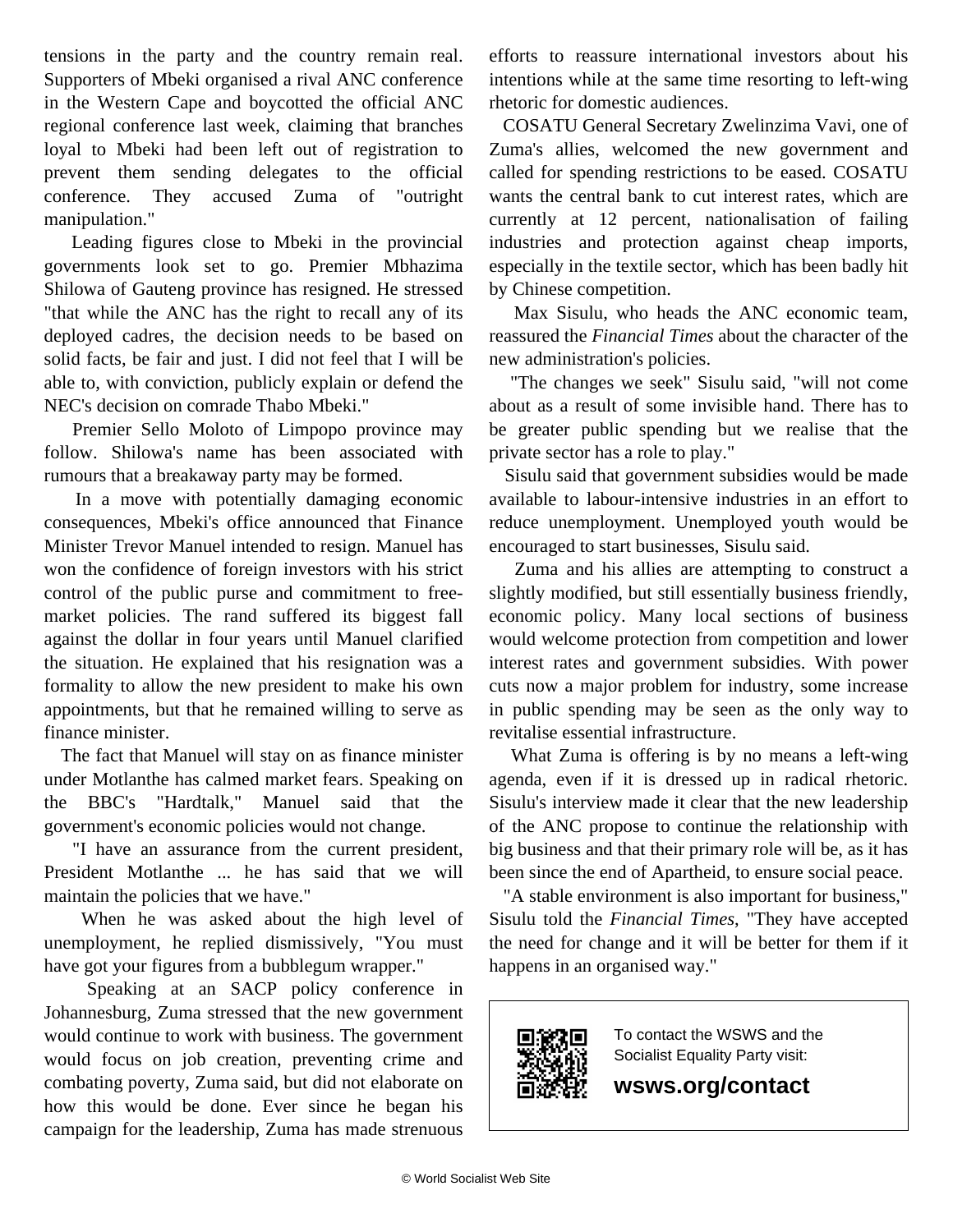tensions in the party and the country remain real. Supporters of Mbeki organised a rival ANC conference in the Western Cape and boycotted the official ANC regional conference last week, claiming that branches loyal to Mbeki had been left out of registration to prevent them sending delegates to the official conference. They accused Zuma of "outright manipulation."

Leading figures close to Mbeki in the provincial governments look set to go. Premier Mbhazima Shilowa of Gauteng province has resigned. He stressed "that while the ANC has the right to recall any of its deployed cadres, the decision needs to be based on solid facts, be fair and just. I did not feel that I will be able to, with conviction, publicly explain or defend the NEC's decision on comrade Thabo Mbeki."

Premier Sello Moloto of Limpopo province may follow. Shilowa's name has been associated with rumours that a breakaway party may be formed.

In a move with potentially damaging economic consequences, Mbeki's office announced that Finance Minister Trevor Manuel intended to resign. Manuel has won the confidence of foreign investors with his strict control of the public purse and commitment to free-market policies. The rand suffered its biggest fall against the dollar in four years until Manuel clarified the situation. He explained that his resignation was a formality to allow the new president to make his own appointments, but that he remained willing to serve as finance minister.

The fact that Manuel will stay on as finance minister under Motlanthe has calmed market fears. Speaking on the BBC's "Hardtalk," Manuel said that the government's economic policies would not change.

"I have an assurance from the current president, President Motlanthe ... he has said that we will maintain the policies that we have."

When he was asked about the high level of unemployment, he replied dismissively, "You must have got your figures from a bubblegum wrapper."

Speaking at an SACP policy conference in Johannesburg, Zuma stressed that the new government would continue to work with business. The government would focus on job creation, preventing crime and combating poverty, Zuma said, but did not elaborate on how this would be done. Ever since he began his campaign for the leadership, Zuma has made strenuous efforts to reassure international investors about his intentions while at the same time resorting to left-wing rhetoric for domestic audiences.

COSATU General Secretary Zwelinzima Vavi, one of Zuma's allies, welcomed the new government and called for spending restrictions to be eased. COSATU wants the central bank to cut interest rates, which are currently at 12 percent, nationalisation of failing industries and protection against cheap imports, especially in the textile sector, which has been badly hit by Chinese competition.

Max Sisulu, who heads the ANC economic team, reassured the *Financial Times* about the character of the new administration's policies.

"The changes we seek" Sisulu said, "will not come about as a result of some invisible hand. There has to be greater public spending but we realise that the private sector has a role to play."

Sisulu said that government subsidies would be made available to labour-intensive industries in an effort to reduce unemployment. Unemployed youth would be encouraged to start businesses, Sisulu said.

Zuma and his allies are attempting to construct a slightly modified, but still essentially business friendly, economic policy. Many local sections of business would welcome protection from competition and lower interest rates and government subsidies. With power cuts now a major problem for industry, some increase in public spending may be seen as the only way to revitalise essential infrastructure.

What Zuma is offering is by no means a left-wing agenda, even if it is dressed up in radical rhetoric. Sisulu's interview made it clear that the new leadership of the ANC propose to continue the relationship with big business and that their primary role will be, as it has been since the end of Apartheid, to ensure social peace.

"A stable environment is also important for business," Sisulu told the *Financial Times*, "They have accepted the need for change and it will be better for them if it happens in an organised way."

To contact the WSWS and the Socialist Equality Party visit:

**wsws.org/contact**